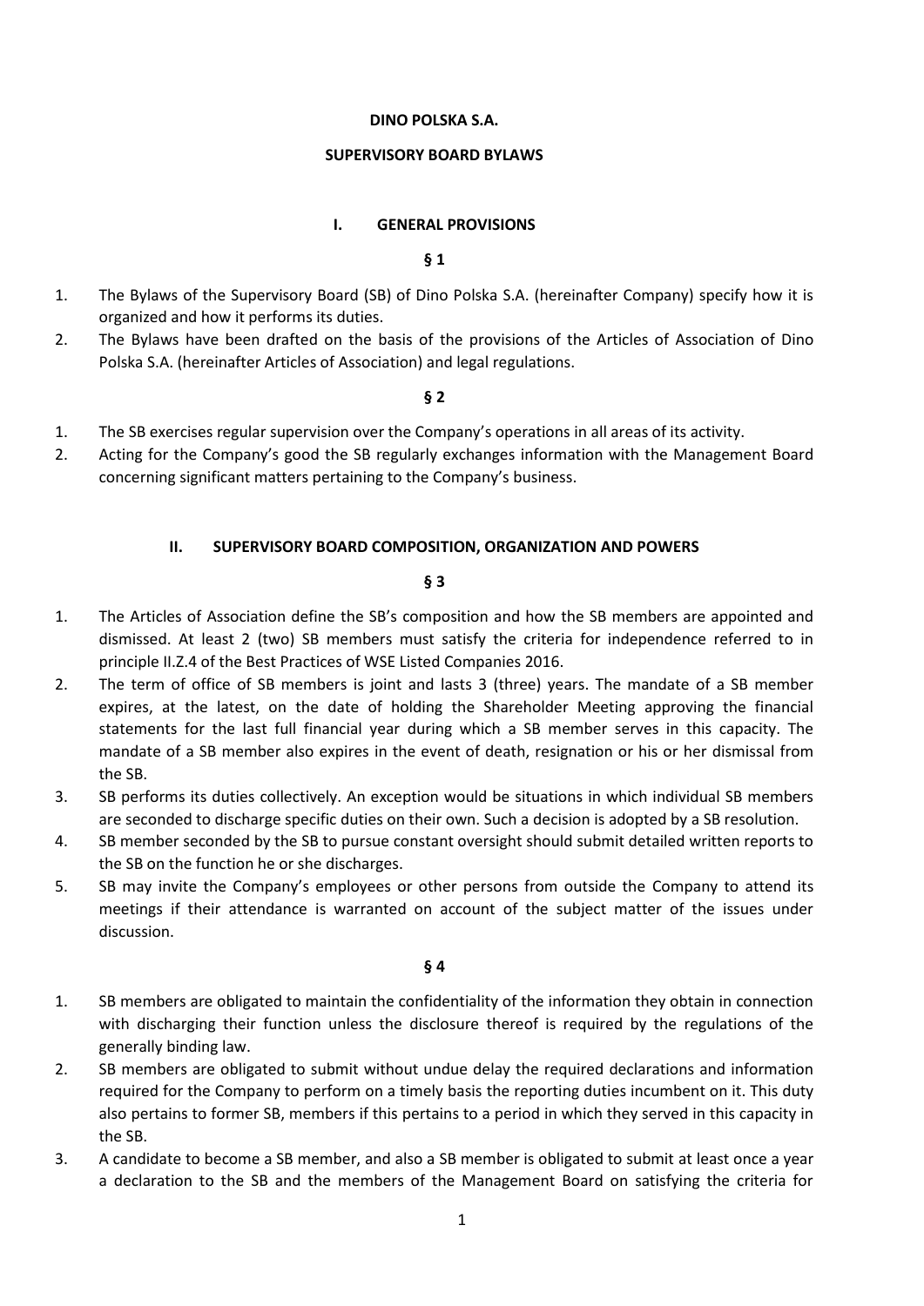**DINO POLSKA S.A.**

**SUPERVISORY BOARD BYLAWS**

## I. GENERAL PROVISIONS

**§ 1**

1. The Bylaws of the Supervisory Board (SB) of Dino Polska S.A. (hereinafter Company) specify how it is organized and how it performs its duties.
2. The Bylaws have been drafted on the basis of the provisions of the Articles of Association of Dino Polska S.A. (hereinafter Articles of Association) and legal regulations.

**§ 2**

1. The SB exercises regular supervision over the Company's operations in all areas of its activity.
2. Acting for the Company's good the SB regularly exchanges information with the Management Board concerning significant matters pertaining to the Company's business.

## II. SUPERVISORY BOARD COMPOSITION, ORGANIZATION AND POWERS

**§ 3**

1. The Articles of Association define the SB's composition and how the SB members are appointed and dismissed. At least 2 (two) SB members must satisfy the criteria for independence referred to in principle II.Z.4 of the Best Practices of WSE Listed Companies 2016.
2. The term of office of SB members is joint and lasts 3 (three) years. The mandate of a SB member expires, at the latest, on the date of holding the Shareholder Meeting approving the financial statements for the last full financial year during which a SB member serves in this capacity. The mandate of a SB member also expires in the event of death, resignation or his or her dismissal from the SB.
3. SB performs its duties collectively. An exception would be situations in which individual SB members are seconded to discharge specific duties on their own. Such a decision is adopted by a SB resolution.
4. SB member seconded by the SB to pursue constant oversight should submit detailed written reports to the SB on the function he or she discharges.
5. SB may invite the Company's employees or other persons from outside the Company to attend its meetings if their attendance is warranted on account of the subject matter of the issues under discussion.

**§ 4**

1. SB members are obligated to maintain the confidentiality of the information they obtain in connection with discharging their function unless the disclosure thereof is required by the regulations of the generally binding law.
2. SB members are obligated to submit without undue delay the required declarations and information required for the Company to perform on a timely basis the reporting duties incumbent on it. This duty also pertains to former SB, members if this pertains to a period in which they served in this capacity in the SB.
3. A candidate to become a SB member, and also a SB member is obligated to submit at least once a year a declaration to the SB and the members of the Management Board on satisfying the criteria for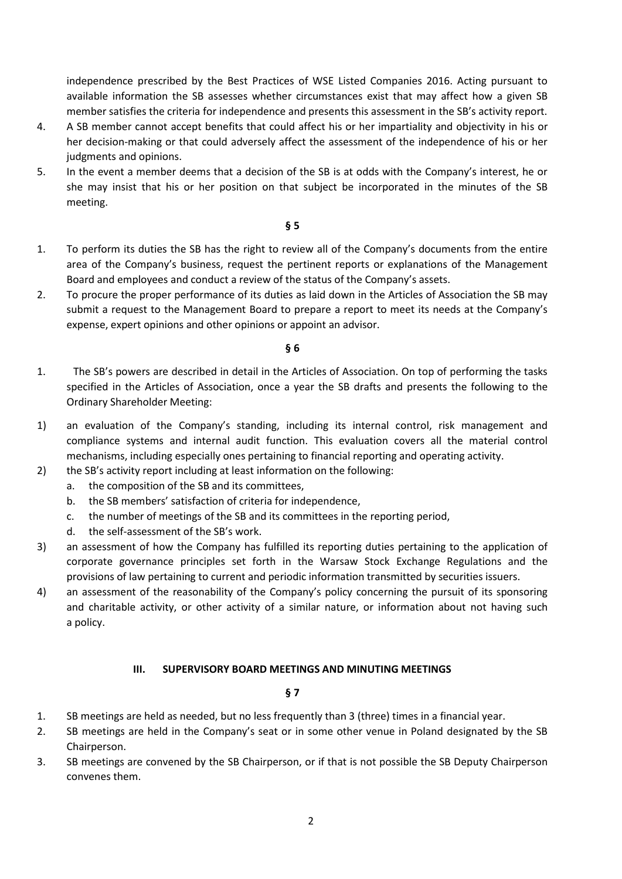independence prescribed by the Best Practices of WSE Listed Companies 2016. Acting pursuant to available information the SB assesses whether circumstances exist that may affect how a given SB member satisfies the criteria for independence and presents this assessment in the SB's activity report.

4. A SB member cannot accept benefits that could affect his or her impartiality and objectivity in his or her decision-making or that could adversely affect the assessment of the independence of his or her judgments and opinions.
5. In the event a member deems that a decision of the SB is at odds with the Company's interest, he or she may insist that his or her position on that subject be incorporated in the minutes of the SB meeting.

**§ 5**

1. To perform its duties the SB has the right to review all of the Company's documents from the entire area of the Company's business, request the pertinent reports or explanations of the Management Board and employees and conduct a review of the status of the Company's assets.
2. To procure the proper performance of its duties as laid down in the Articles of Association the SB may submit a request to the Management Board to prepare a report to meet its needs at the Company's expense, expert opinions and other opinions or appoint an advisor.

**§ 6**

1. The SB's powers are described in detail in the Articles of Association. On top of performing the tasks specified in the Articles of Association, once a year the SB drafts and presents the following to the Ordinary Shareholder Meeting:

1) an evaluation of the Company's standing, including its internal control, risk management and compliance systems and internal audit function. This evaluation covers all the material control mechanisms, including especially ones pertaining to financial reporting and operating activity.
2) the SB's activity report including at least information on the following:
   a. the composition of the SB and its committees,
   b. the SB members' satisfaction of criteria for independence,
   c. the number of meetings of the SB and its committees in the reporting period,
   d. the self-assessment of the SB's work.
3) an assessment of how the Company has fulfilled its reporting duties pertaining to the application of corporate governance principles set forth in the Warsaw Stock Exchange Regulations and the provisions of law pertaining to current and periodic information transmitted by securities issuers.
4) an assessment of the reasonability of the Company's policy concerning the pursuit of its sponsoring and charitable activity, or other activity of a similar nature, or information about not having such a policy.

## III. SUPERVISORY BOARD MEETINGS AND MINUTING MEETINGS

**§ 7**

1. SB meetings are held as needed, but no less frequently than 3 (three) times in a financial year.
2. SB meetings are held in the Company's seat or in some other venue in Poland designated by the SB Chairperson.
3. SB meetings are convened by the SB Chairperson, or if that is not possible the SB Deputy Chairperson convenes them.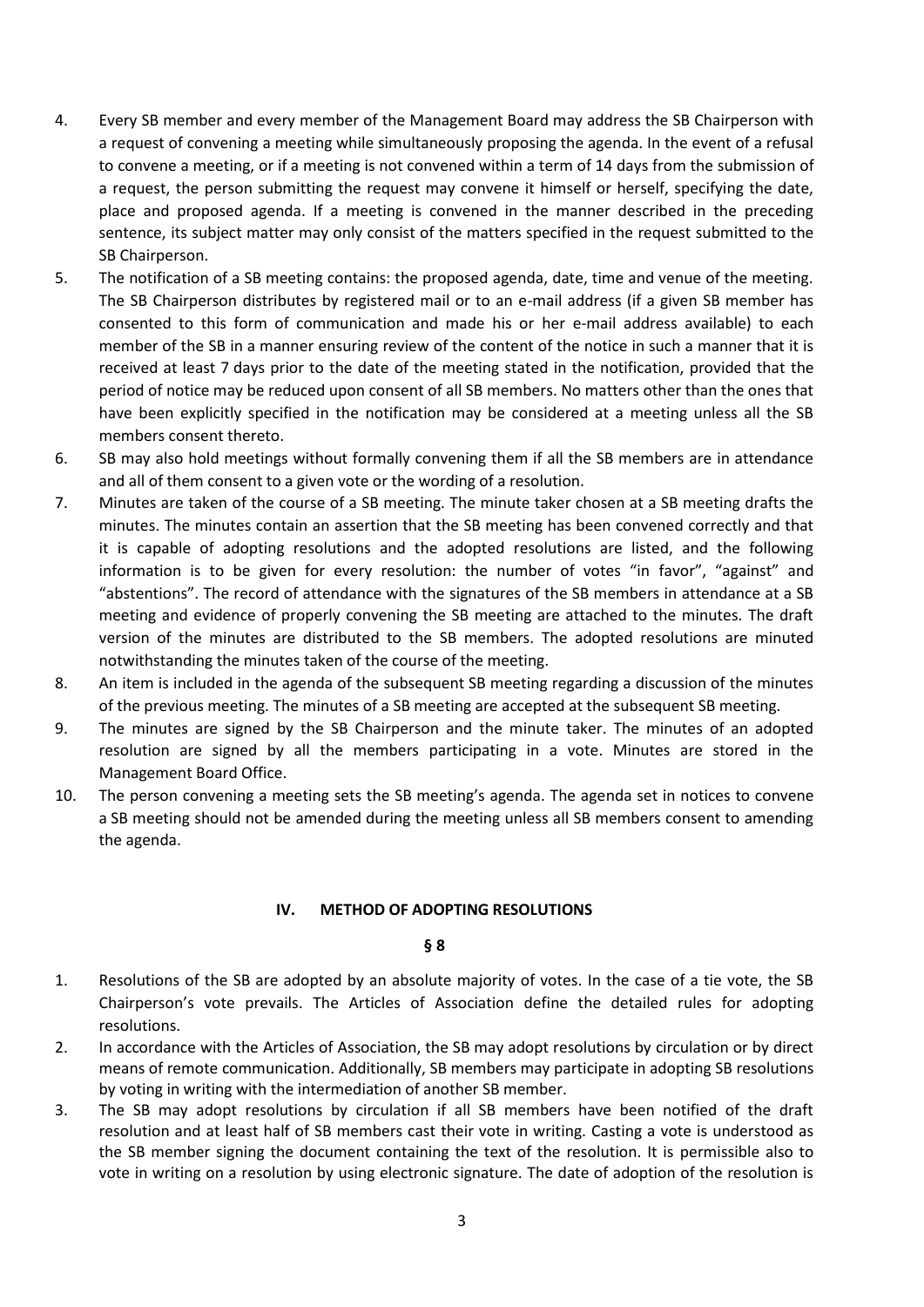4. Every SB member and every member of the Management Board may address the SB Chairperson with a request of convening a meeting while simultaneously proposing the agenda. In the event of a refusal to convene a meeting, or if a meeting is not convened within a term of 14 days from the submission of a request, the person submitting the request may convene it himself or herself, specifying the date, place and proposed agenda. If a meeting is convened in the manner described in the preceding sentence, its subject matter may only consist of the matters specified in the request submitted to the SB Chairperson.
5. The notification of a SB meeting contains: the proposed agenda, date, time and venue of the meeting. The SB Chairperson distributes by registered mail or to an e-mail address (if a given SB member has consented to this form of communication and made his or her e-mail address available) to each member of the SB in a manner ensuring review of the content of the notice in such a manner that it is received at least 7 days prior to the date of the meeting stated in the notification, provided that the period of notice may be reduced upon consent of all SB members. No matters other than the ones that have been explicitly specified in the notification may be considered at a meeting unless all the SB members consent thereto.
6. SB may also hold meetings without formally convening them if all the SB members are in attendance and all of them consent to a given vote or the wording of a resolution.
7. Minutes are taken of the course of a SB meeting. The minute taker chosen at a SB meeting drafts the minutes. The minutes contain an assertion that the SB meeting has been convened correctly and that it is capable of adopting resolutions and the adopted resolutions are listed, and the following information is to be given for every resolution: the number of votes "in favor", "against" and "abstentions". The record of attendance with the signatures of the SB members in attendance at a SB meeting and evidence of properly convening the SB meeting are attached to the minutes. The draft version of the minutes are distributed to the SB members. The adopted resolutions are minuted notwithstanding the minutes taken of the course of the meeting.
8. An item is included in the agenda of the subsequent SB meeting regarding a discussion of the minutes of the previous meeting. The minutes of a SB meeting are accepted at the subsequent SB meeting.
9. The minutes are signed by the SB Chairperson and the minute taker. The minutes of an adopted resolution are signed by all the members participating in a vote. Minutes are stored in the Management Board Office.
10. The person convening a meeting sets the SB meeting's agenda. The agenda set in notices to convene a SB meeting should not be amended during the meeting unless all SB members consent to amending the agenda.

## IV. METHOD OF ADOPTING RESOLUTIONS

### § 8

1. Resolutions of the SB are adopted by an absolute majority of votes. In the case of a tie vote, the SB Chairperson's vote prevails. The Articles of Association define the detailed rules for adopting resolutions.
2. In accordance with the Articles of Association, the SB may adopt resolutions by circulation or by direct means of remote communication. Additionally, SB members may participate in adopting SB resolutions by voting in writing with the intermediation of another SB member.
3. The SB may adopt resolutions by circulation if all SB members have been notified of the draft resolution and at least half of SB members cast their vote in writing. Casting a vote is understood as the SB member signing the document containing the text of the resolution. It is permissible also to vote in writing on a resolution by using electronic signature. The date of adoption of the resolution is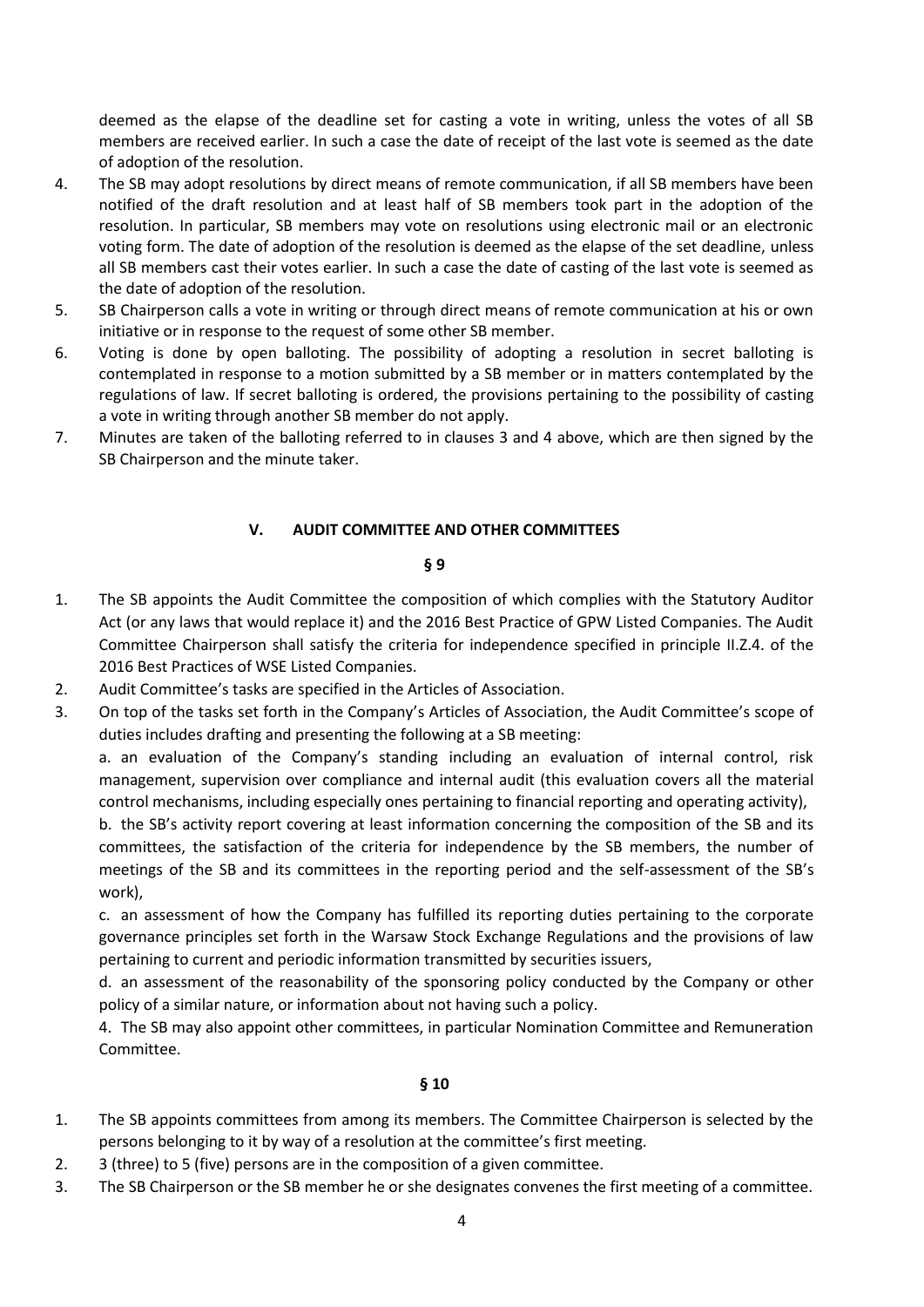deemed as the elapse of the deadline set for casting a vote in writing, unless the votes of all SB members are received earlier. In such a case the date of receipt of the last vote is seemed as the date of adoption of the resolution.

4. The SB may adopt resolutions by direct means of remote communication, if all SB members have been notified of the draft resolution and at least half of SB members took part in the adoption of the resolution. In particular, SB members may vote on resolutions using electronic mail or an electronic voting form. The date of adoption of the resolution is deemed as the elapse of the set deadline, unless all SB members cast their votes earlier. In such a case the date of casting of the last vote is seemed as the date of adoption of the resolution.
5. SB Chairperson calls a vote in writing or through direct means of remote communication at his or own initiative or in response to the request of some other SB member.
6. Voting is done by open balloting. The possibility of adopting a resolution in secret balloting is contemplated in response to a motion submitted by a SB member or in matters contemplated by the regulations of law. If secret balloting is ordered, the provisions pertaining to the possibility of casting a vote in writing through another SB member do not apply.
7. Minutes are taken of the balloting referred to in clauses 3 and 4 above, which are then signed by the SB Chairperson and the minute taker.

## V. AUDIT COMMITTEE AND OTHER COMMITTEES

**§ 9**

1. The SB appoints the Audit Committee the composition of which complies with the Statutory Auditor Act (or any laws that would replace it) and the 2016 Best Practice of GPW Listed Companies. The Audit Committee Chairperson shall satisfy the criteria for independence specified in principle II.Z.4. of the 2016 Best Practices of WSE Listed Companies.
2. Audit Committee's tasks are specified in the Articles of Association.
3. On top of the tasks set forth in the Company's Articles of Association, the Audit Committee's scope of duties includes drafting and presenting the following at a SB meeting:

   a. an evaluation of the Company's standing including an evaluation of internal control, risk management, supervision over compliance and internal audit (this evaluation covers all the material control mechanisms, including especially ones pertaining to financial reporting and operating activity),

   b. the SB's activity report covering at least information concerning the composition of the SB and its committees, the satisfaction of the criteria for independence by the SB members, the number of meetings of the SB and its committees in the reporting period and the self-assessment of the SB's work),

   c. an assessment of how the Company has fulfilled its reporting duties pertaining to the corporate governance principles set forth in the Warsaw Stock Exchange Regulations and the provisions of law pertaining to current and periodic information transmitted by securities issuers,

   d. an assessment of the reasonability of the sponsoring policy conducted by the Company or other policy of a similar nature, or information about not having such a policy.

4. The SB may also appoint other committees, in particular Nomination Committee and Remuneration Committee.

**§ 10**

1. The SB appoints committees from among its members. The Committee Chairperson is selected by the persons belonging to it by way of a resolution at the committee's first meeting.
2. 3 (three) to 5 (five) persons are in the composition of a given committee.
3. The SB Chairperson or the SB member he or she designates convenes the first meeting of a committee.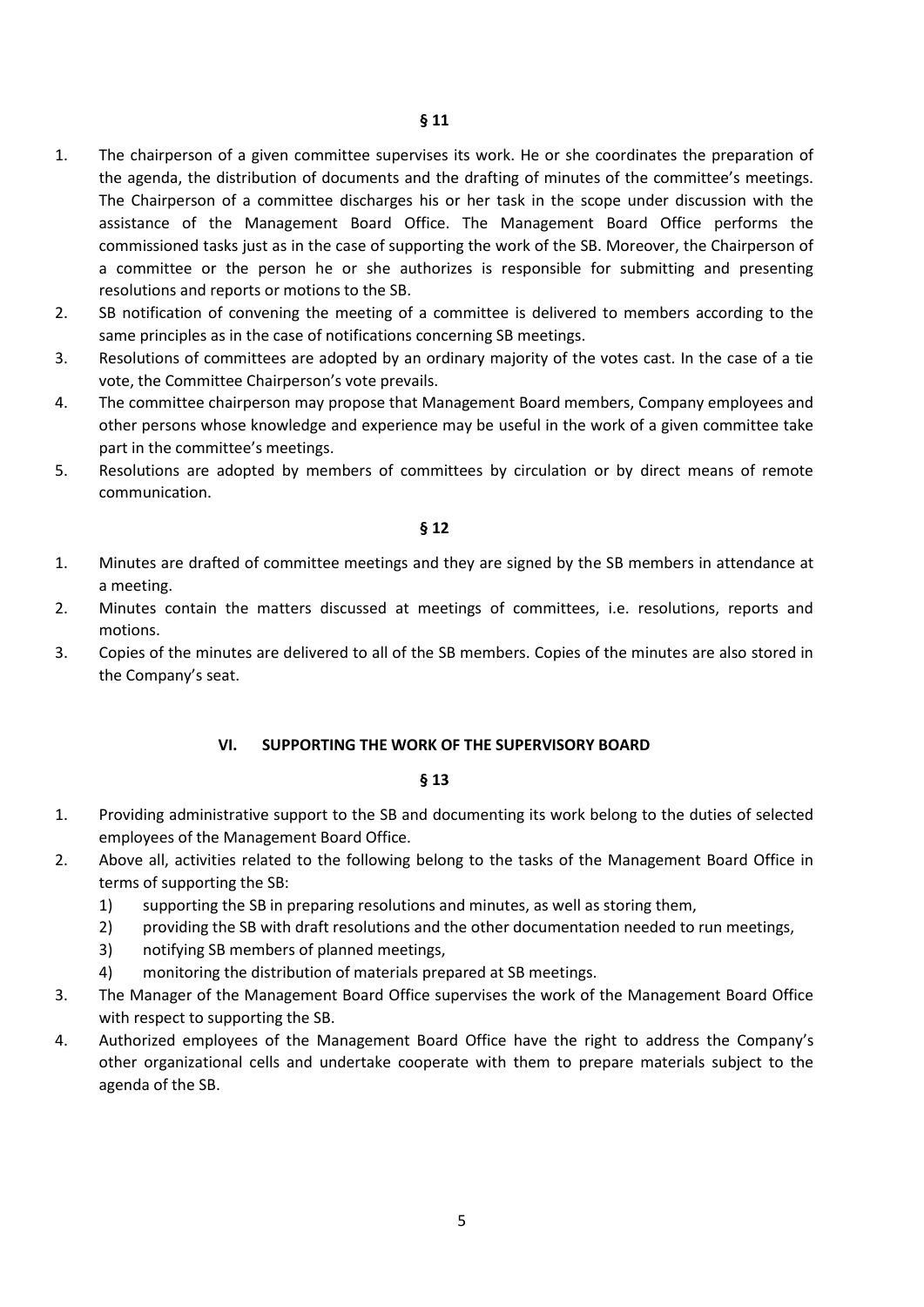**§ 11**

1. The chairperson of a given committee supervises its work. He or she coordinates the preparation of the agenda, the distribution of documents and the drafting of minutes of the committee's meetings. The Chairperson of a committee discharges his or her task in the scope under discussion with the assistance of the Management Board Office. The Management Board Office performs the commissioned tasks just as in the case of supporting the work of the SB. Moreover, the Chairperson of a committee or the person he or she authorizes is responsible for submitting and presenting resolutions and reports or motions to the SB.
2. SB notification of convening the meeting of a committee is delivered to members according to the same principles as in the case of notifications concerning SB meetings.
3. Resolutions of committees are adopted by an ordinary majority of the votes cast. In the case of a tie vote, the Committee Chairperson's vote prevails.
4. The committee chairperson may propose that Management Board members, Company employees and other persons whose knowledge and experience may be useful in the work of a given committee take part in the committee's meetings.
5. Resolutions are adopted by members of committees by circulation or by direct means of remote communication.

**§ 12**

1. Minutes are drafted of committee meetings and they are signed by the SB members in attendance at a meeting.
2. Minutes contain the matters discussed at meetings of committees, i.e. resolutions, reports and motions.
3. Copies of the minutes are delivered to all of the SB members. Copies of the minutes are also stored in the Company's seat.

## VI. SUPPORTING THE WORK OF THE SUPERVISORY BOARD

**§ 13**

1. Providing administrative support to the SB and documenting its work belong to the duties of selected employees of the Management Board Office.
2. Above all, activities related to the following belong to the tasks of the Management Board Office in terms of supporting the SB:
   1) supporting the SB in preparing resolutions and minutes, as well as storing them,
   2) providing the SB with draft resolutions and the other documentation needed to run meetings,
   3) notifying SB members of planned meetings,
   4) monitoring the distribution of materials prepared at SB meetings.
3. The Manager of the Management Board Office supervises the work of the Management Board Office with respect to supporting the SB.
4. Authorized employees of the Management Board Office have the right to address the Company's other organizational cells and undertake cooperate with them to prepare materials subject to the agenda of the SB.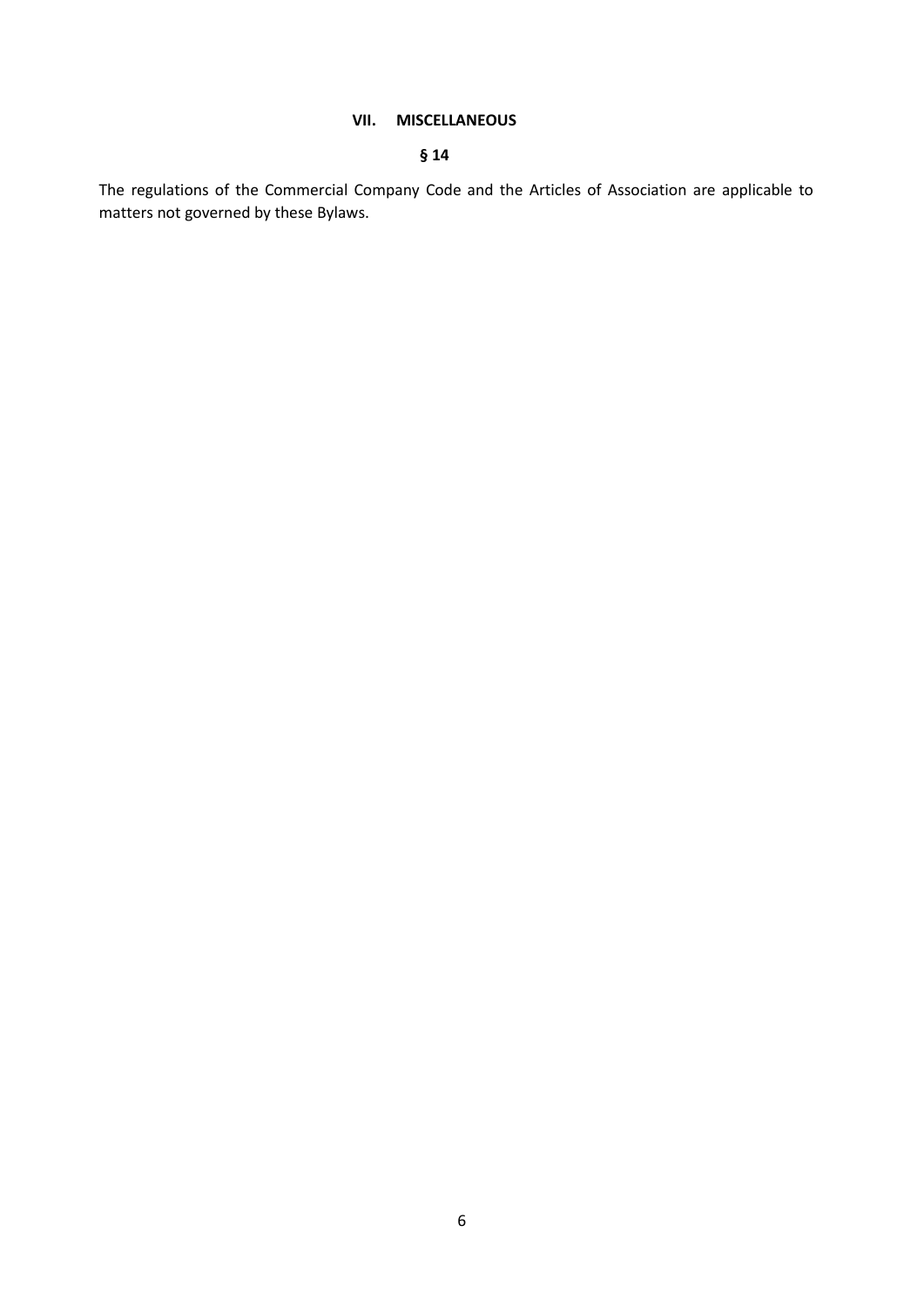## VII. MISCELLANEOUS

### § 14

The regulations of the Commercial Company Code and the Articles of Association are applicable to matters not governed by these Bylaws.